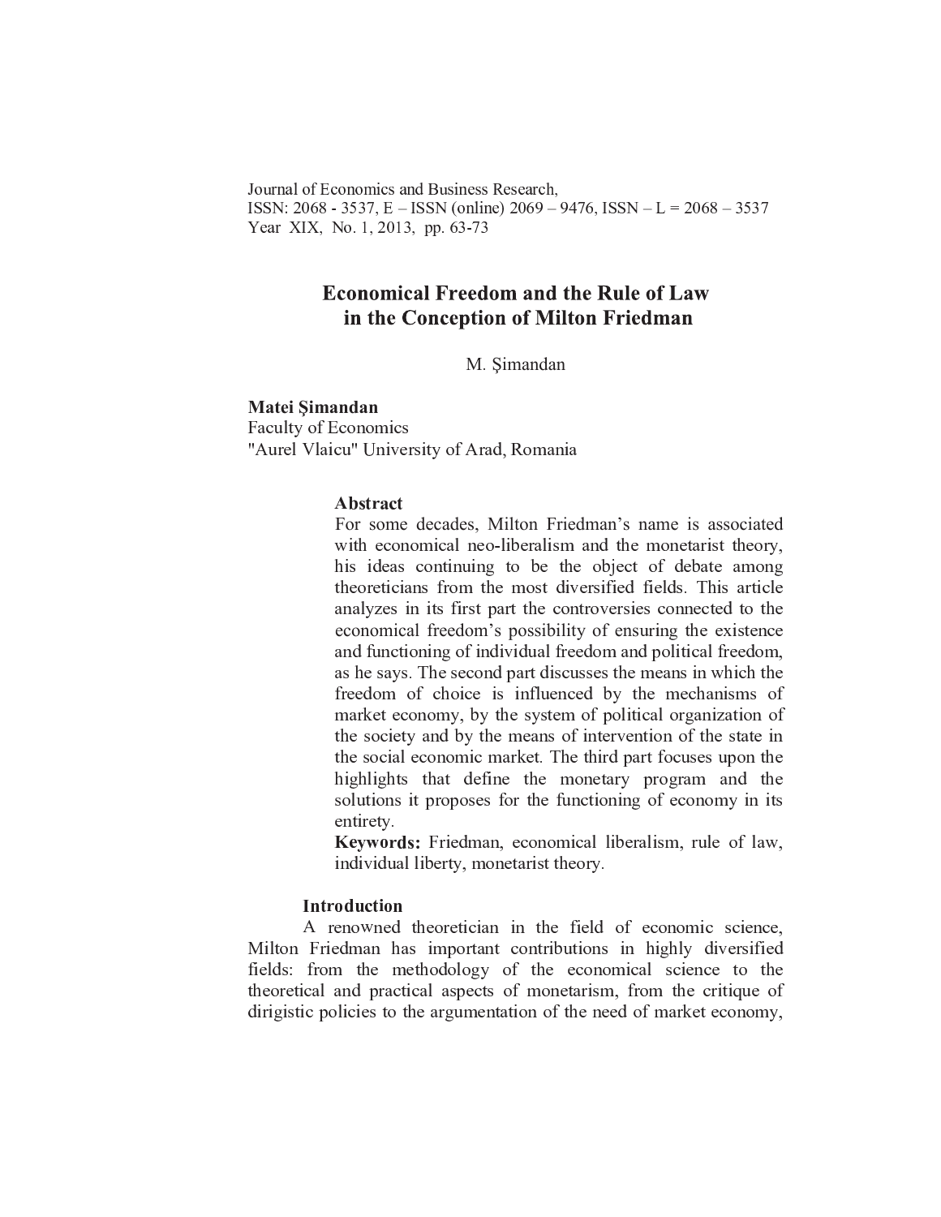Journal of Economics and Business Research,
ISSN: 2068 - 3537, E – ISSN (online) 2069 – 9476, ISSN – L = 2068 – 3537
Year XIX, No. 1, 2013, pp. 63-73

# Economical Freedom and the Rule of Law in the Conception of Milton Friedman

M. Şimandan

**Matei Şimandan**
Faculty of Economics
"Aurel Vlaicu" University of Arad, Romania

### Abstract

For some decades, Milton Friedman's name is associated with economical neo-liberalism and the monetarist theory, his ideas continuing to be the object of debate among theoreticians from the most diversified fields. This article analyzes in its first part the controversies connected to the economical freedom's possibility of ensuring the existence and functioning of individual freedom and political freedom, as he says. The second part discusses the means in which the freedom of choice is influenced by the mechanisms of market economy, by the system of political organization of the society and by the means of intervention of the state in the social economic market. The third part focuses upon the highlights that define the monetary program and the solutions it proposes for the functioning of economy in its entirety.

**Keywords:** Friedman, economical liberalism, rule of law, individual liberty, monetarist theory.

### Introduction

A renowned theoretician in the field of economic science, Milton Friedman has important contributions in highly diversified fields: from the methodology of the economical science to the theoretical and practical aspects of monetarism, from the critique of dirigistic policies to the argumentation of the need of market economy,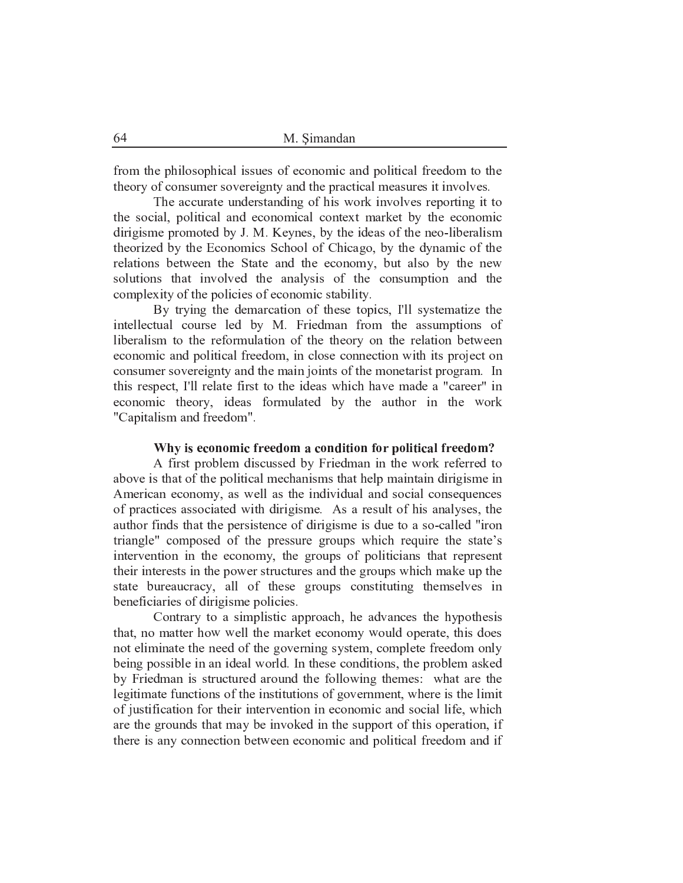from the philosophical issues of economic and political freedom to the theory of consumer sovereignty and the practical measures it involves.

The accurate understanding of his work involves reporting it to the social, political and economical context market by the economic dirigisme promoted by J. M. Keynes, by the ideas of the neo-liberalism theorized by the Economics School of Chicago, by the dynamic of the relations between the State and the economy, but also by the new solutions that involved the analysis of the consumption and the complexity of the policies of economic stability.

By trying the demarcation of these topics, I'll systematize the intellectual course led by M. Friedman from the assumptions of liberalism to the reformulation of the theory on the relation between economic and political freedom, in close connection with its project on consumer sovereignty and the main joints of the monetarist program. In this respect, I'll relate first to the ideas which have made a "career" in economic theory, ideas formulated by the author in the work "Capitalism and freedom".

### Why is economic freedom a condition for political freedom?

A first problem discussed by Friedman in the work referred to above is that of the political mechanisms that help maintain dirigisme in American economy, as well as the individual and social consequences of practices associated with dirigisme. As a result of his analyses, the author finds that the persistence of dirigisme is due to a so-called "iron triangle" composed of the pressure groups which require the state's intervention in the economy, the groups of politicians that represent their interests in the power structures and the groups which make up the state bureaucracy, all of these groups constituting themselves in beneficiaries of dirigisme policies.

Contrary to a simplistic approach, he advances the hypothesis that, no matter how well the market economy would operate, this does not eliminate the need of the governing system, complete freedom only being possible in an ideal world. In these conditions, the problem asked by Friedman is structured around the following themes: what are the legitimate functions of the institutions of government, where is the limit of justification for their intervention in economic and social life, which are the grounds that may be invoked in the support of this operation, if there is any connection between economic and political freedom and if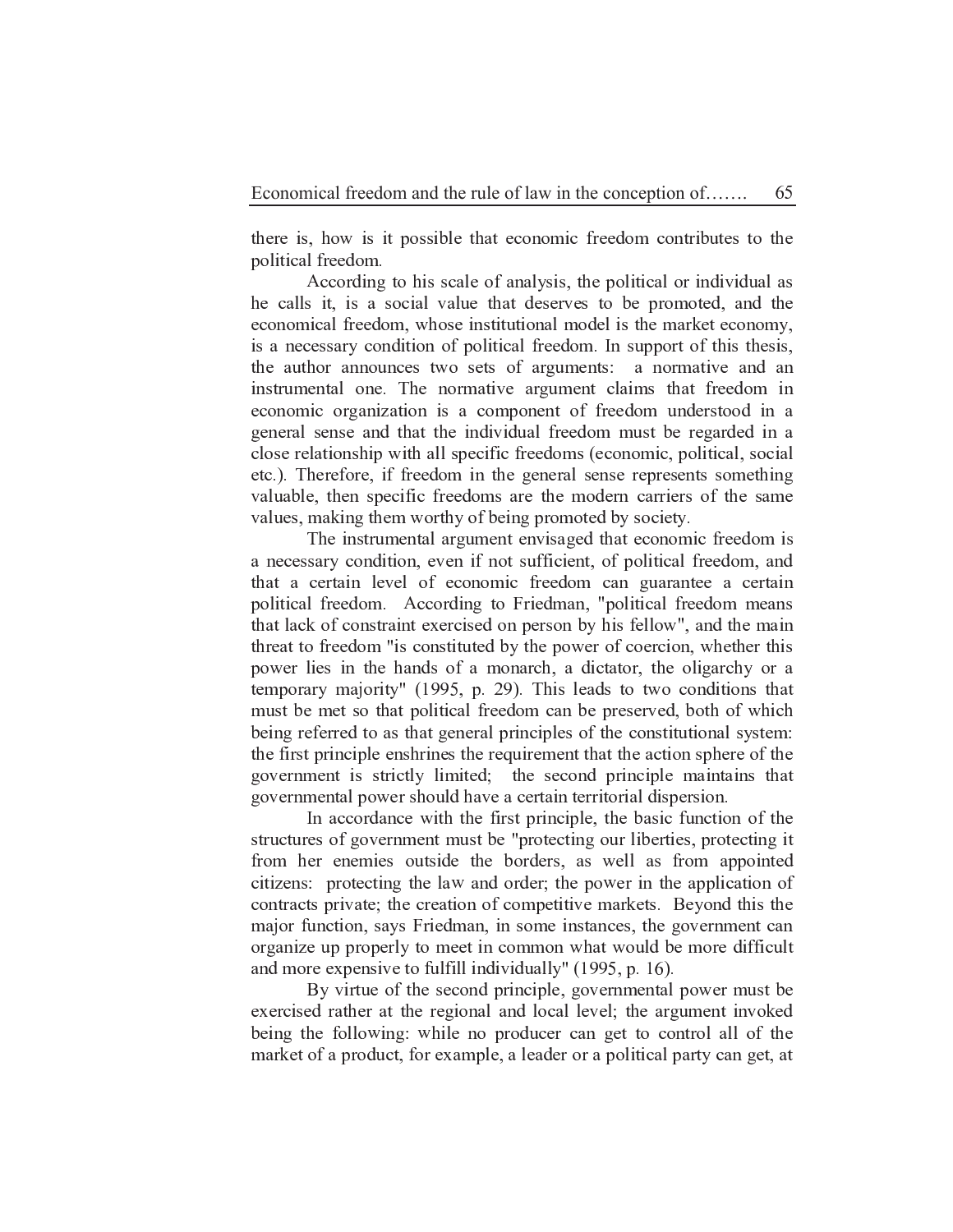there is, how is it possible that economic freedom contributes to the political freedom.

According to his scale of analysis, the political or individual as he calls it, is a social value that deserves to be promoted, and the economical freedom, whose institutional model is the market economy, is a necessary condition of political freedom. In support of this thesis, the author announces two sets of arguments: a normative and an instrumental one. The normative argument claims that freedom in economic organization is a component of freedom understood in a general sense and that the individual freedom must be regarded in a close relationship with all specific freedoms (economic, political, social etc.). Therefore, if freedom in the general sense represents something valuable, then specific freedoms are the modern carriers of the same values, making them worthy of being promoted by society.

The instrumental argument envisaged that economic freedom is a necessary condition, even if not sufficient, of political freedom, and that a certain level of economic freedom can guarantee a certain political freedom. According to Friedman, "political freedom means that lack of constraint exercised on person by his fellow", and the main threat to freedom "is constituted by the power of coercion, whether this power lies in the hands of a monarch, a dictator, the oligarchy or a temporary majority" (1995, p. 29). This leads to two conditions that must be met so that political freedom can be preserved, both of which being referred to as that general principles of the constitutional system: the first principle enshrines the requirement that the action sphere of the government is strictly limited; the second principle maintains that governmental power should have a certain territorial dispersion.

In accordance with the first principle, the basic function of the structures of government must be "protecting our liberties, protecting it from her enemies outside the borders, as well as from appointed citizens: protecting the law and order; the power in the application of contracts private; the creation of competitive markets. Beyond this the major function, says Friedman, in some instances, the government can organize up properly to meet in common what would be more difficult and more expensive to fulfill individually" (1995, p. 16).

By virtue of the second principle, governmental power must be exercised rather at the regional and local level; the argument invoked being the following: while no producer can get to control all of the market of a product, for example, a leader or a political party can get, at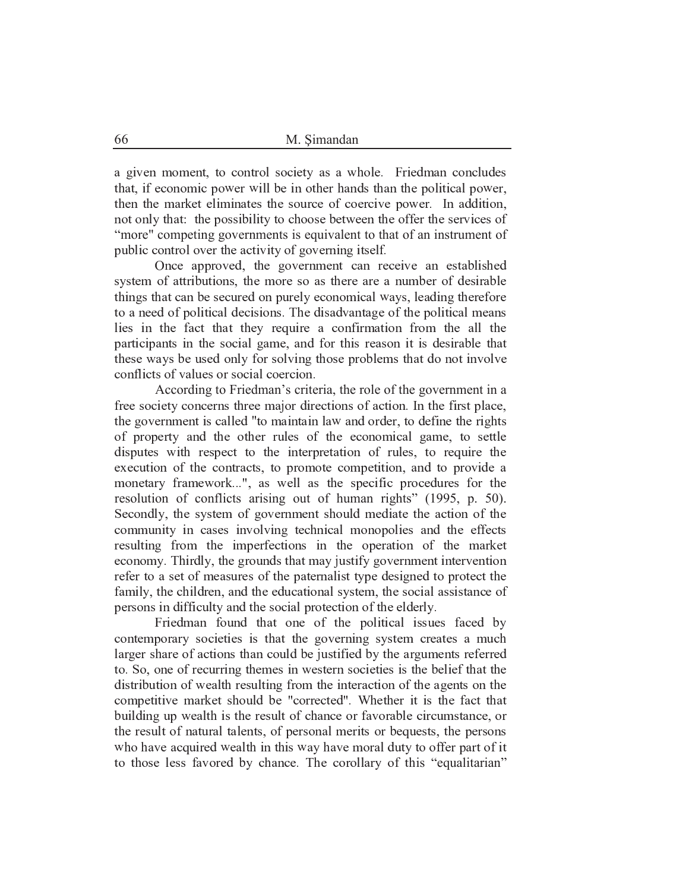a given moment, to control society as a whole. Friedman concludes that, if economic power will be in other hands than the political power, then the market eliminates the source of coercive power. In addition, not only that: the possibility to choose between the offer the services of "more" competing governments is equivalent to that of an instrument of public control over the activity of governing itself.

Once approved, the government can receive an established system of attributions, the more so as there are a number of desirable things that can be secured on purely economical ways, leading therefore to a need of political decisions. The disadvantage of the political means lies in the fact that they require a confirmation from the all the participants in the social game, and for this reason it is desirable that these ways be used only for solving those problems that do not involve conflicts of values or social coercion.

According to Friedman's criteria, the role of the government in a free society concerns three major directions of action. In the first place, the government is called "to maintain law and order, to define the rights of property and the other rules of the economical game, to settle disputes with respect to the interpretation of rules, to require the execution of the contracts, to promote competition, and to provide a monetary framework...", as well as the specific procedures for the resolution of conflicts arising out of human rights" (1995, p. 50). Secondly, the system of government should mediate the action of the community in cases involving technical monopolies and the effects resulting from the imperfections in the operation of the market economy. Thirdly, the grounds that may justify government intervention refer to a set of measures of the paternalist type designed to protect the family, the children, and the educational system, the social assistance of persons in difficulty and the social protection of the elderly.

Friedman found that one of the political issues faced by contemporary societies is that the governing system creates a much larger share of actions than could be justified by the arguments referred to. So, one of recurring themes in western societies is the belief that the distribution of wealth resulting from the interaction of the agents on the competitive market should be "corrected". Whether it is the fact that building up wealth is the result of chance or favorable circumstance, or the result of natural talents, of personal merits or bequests, the persons who have acquired wealth in this way have moral duty to offer part of it to those less favored by chance. The corollary of this "equalitarian"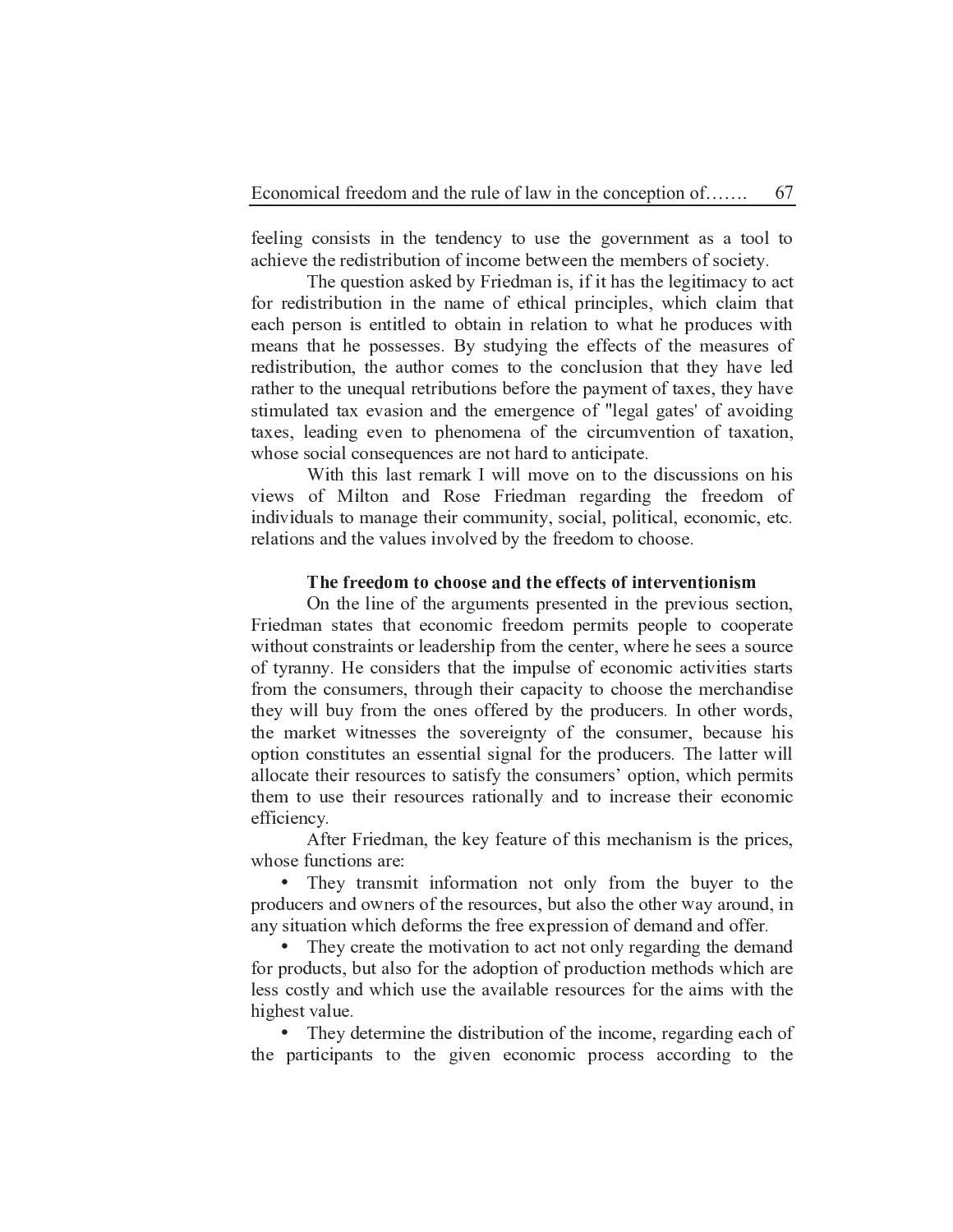feeling consists in the tendency to use the government as a tool to achieve the redistribution of income between the members of society.

The question asked by Friedman is, if it has the legitimacy to act for redistribution in the name of ethical principles, which claim that each person is entitled to obtain in relation to what he produces with means that he possesses. By studying the effects of the measures of redistribution, the author comes to the conclusion that they have led rather to the unequal retributions before the payment of taxes, they have stimulated tax evasion and the emergence of "legal gates' of avoiding taxes, leading even to phenomena of the circumvention of taxation, whose social consequences are not hard to anticipate.

With this last remark I will move on to the discussions on his views of Milton and Rose Friedman regarding the freedom of individuals to manage their community, social, political, economic, etc. relations and the values involved by the freedom to choose.

### The freedom to choose and the effects of interventionism

On the line of the arguments presented in the previous section, Friedman states that economic freedom permits people to cooperate without constraints or leadership from the center, where he sees a source of tyranny. He considers that the impulse of economic activities starts from the consumers, through their capacity to choose the merchandise they will buy from the ones offered by the producers. In other words, the market witnesses the sovereignty of the consumer, because his option constitutes an essential signal for the producers. The latter will allocate their resources to satisfy the consumers' option, which permits them to use their resources rationally and to increase their economic efficiency.

After Friedman, the key feature of this mechanism is the prices, whose functions are:

- They transmit information not only from the buyer to the producers and owners of the resources, but also the other way around, in any situation which deforms the free expression of demand and offer.
- They create the motivation to act not only regarding the demand for products, but also for the adoption of production methods which are less costly and which use the available resources for the aims with the highest value.
- They determine the distribution of the income, regarding each of the participants to the given economic process according to the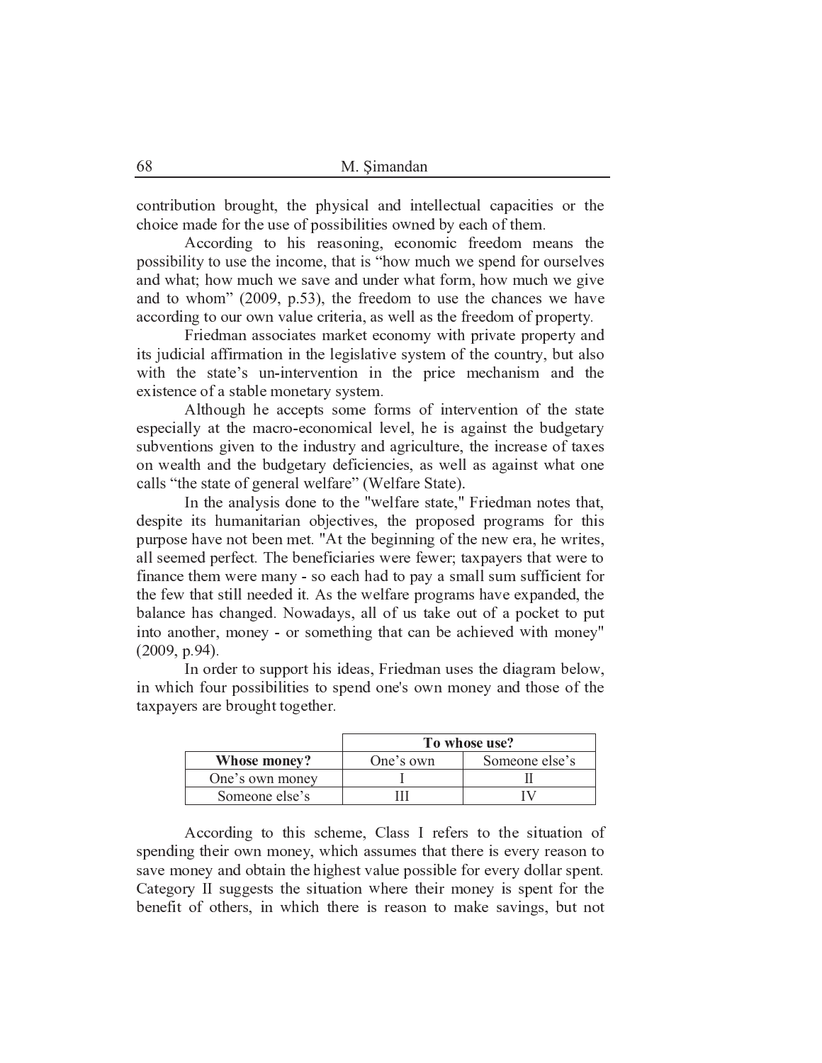contribution brought, the physical and intellectual capacities or the choice made for the use of possibilities owned by each of them.

According to his reasoning, economic freedom means the possibility to use the income, that is "how much we spend for ourselves and what; how much we save and under what form, how much we give and to whom" (2009, p.53), the freedom to use the chances we have according to our own value criteria, as well as the freedom of property.

Friedman associates market economy with private property and its judicial affirmation in the legislative system of the country, but also with the state's un-intervention in the price mechanism and the existence of a stable monetary system.

Although he accepts some forms of intervention of the state especially at the macro-economical level, he is against the budgetary subventions given to the industry and agriculture, the increase of taxes on wealth and the budgetary deficiencies, as well as against what one calls "the state of general welfare" (Welfare State).

In the analysis done to the "welfare state," Friedman notes that, despite its humanitarian objectives, the proposed programs for this purpose have not been met. "At the beginning of the new era, he writes, all seemed perfect. The beneficiaries were fewer; taxpayers that were to finance them were many - so each had to pay a small sum sufficient for the few that still needed it. As the welfare programs have expanded, the balance has changed. Nowadays, all of us take out of a pocket to put into another, money - or something that can be achieved with money" (2009, p.94).

In order to support his ideas, Friedman uses the diagram below, in which four possibilities to spend one's own money and those of the taxpayers are brought together.

| | **To whose use?** | |
|---|---|---|
| **Whose money?** | One's own | Someone else's |
| One's own money | I | II |
| Someone else's | III | IV |

According to this scheme, Class I refers to the situation of spending their own money, which assumes that there is every reason to save money and obtain the highest value possible for every dollar spent. Category II suggests the situation where their money is spent for the benefit of others, in which there is reason to make savings, but not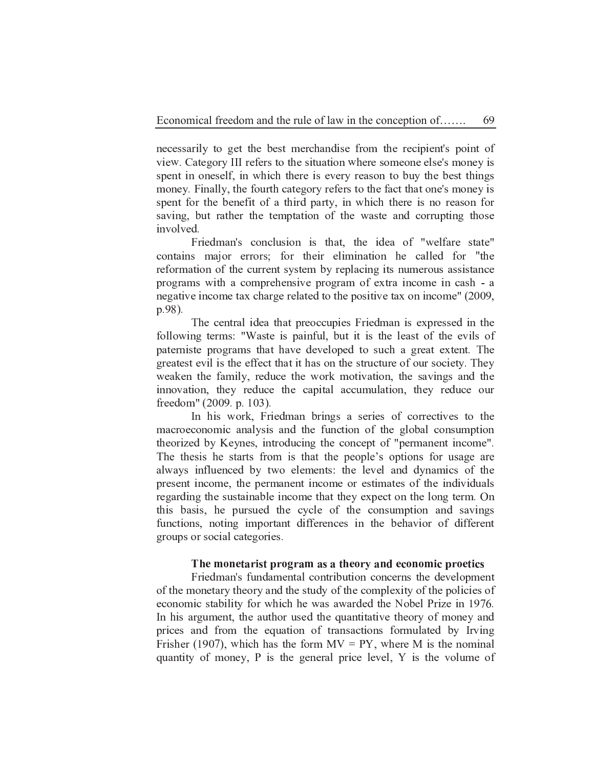necessarily to get the best merchandise from the recipient's point of view. Category III refers to the situation where someone else's money is spent in oneself, in which there is every reason to buy the best things money. Finally, the fourth category refers to the fact that one's money is spent for the benefit of a third party, in which there is no reason for saving, but rather the temptation of the waste and corrupting those involved.

Friedman's conclusion is that, the idea of "welfare state" contains major errors; for their elimination he called for "the reformation of the current system by replacing its numerous assistance programs with a comprehensive program of extra income in cash - a negative income tax charge related to the positive tax on income" (2009, p.98).

The central idea that preoccupies Friedman is expressed in the following terms: "Waste is painful, but it is the least of the evils of paterniste programs that have developed to such a great extent. The greatest evil is the effect that it has on the structure of our society. They weaken the family, reduce the work motivation, the savings and the innovation, they reduce the capital accumulation, they reduce our freedom" (2009. p. 103).

In his work, Friedman brings a series of correctives to the macroeconomic analysis and the function of the global consumption theorized by Keynes, introducing the concept of "permanent income". The thesis he starts from is that the people's options for usage are always influenced by two elements: the level and dynamics of the present income, the permanent income or estimates of the individuals regarding the sustainable income that they expect on the long term. On this basis, he pursued the cycle of the consumption and savings functions, noting important differences in the behavior of different groups or social categories.

### The monetarist program as a theory and economic proetics

Friedman's fundamental contribution concerns the development of the monetary theory and the study of the complexity of the policies of economic stability for which he was awarded the Nobel Prize in 1976. In his argument, the author used the quantitative theory of money and prices and from the equation of transactions formulated by Irving Frisher (1907), which has the form $MV = PY$, where M is the nominal quantity of money, P is the general price level, Y is the volume of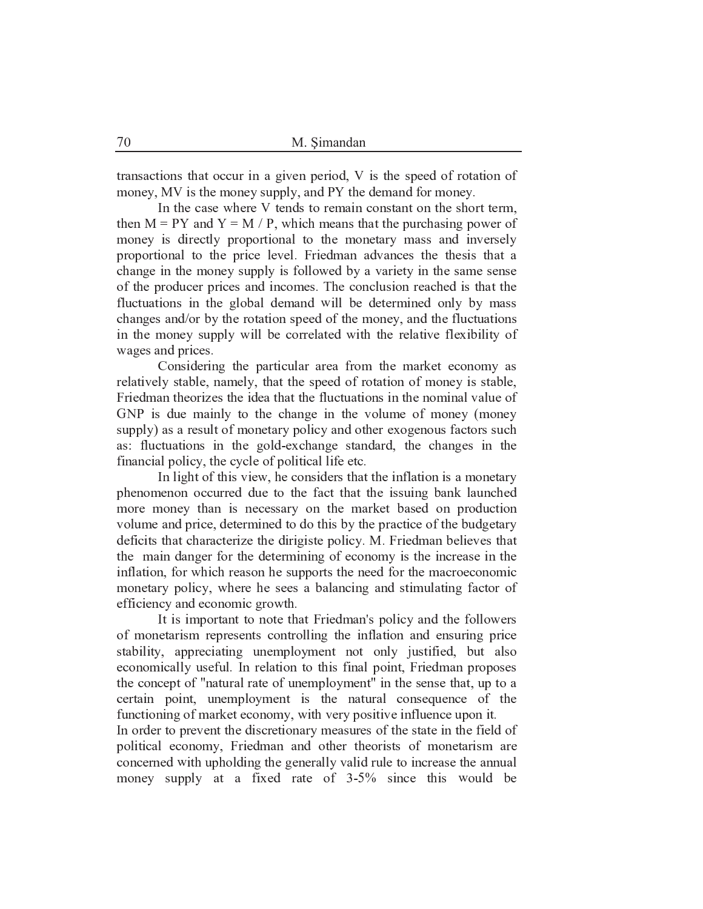transactions that occur in a given period, $V$ is the speed of rotation of money, $MV$ is the money supply, and $PY$ the demand for money.

In the case where $V$ tends to remain constant on the short term, then $M = PY$ and $Y = M / P$, which means that the purchasing power of money is directly proportional to the monetary mass and inversely proportional to the price level. Friedman advances the thesis that a change in the money supply is followed by a variety in the same sense of the producer prices and incomes. The conclusion reached is that the fluctuations in the global demand will be determined only by mass changes and/or by the rotation speed of the money, and the fluctuations in the money supply will be correlated with the relative flexibility of wages and prices.

Considering the particular area from the market economy as relatively stable, namely, that the speed of rotation of money is stable, Friedman theorizes the idea that the fluctuations in the nominal value of GNP is due mainly to the change in the volume of money (money supply) as a result of monetary policy and other exogenous factors such as: fluctuations in the gold-exchange standard, the changes in the financial policy, the cycle of political life etc.

In light of this view, he considers that the inflation is a monetary phenomenon occurred due to the fact that the issuing bank launched more money than is necessary on the market based on production volume and price, determined to do this by the practice of the budgetary deficits that characterize the dirigiste policy. M. Friedman believes that the main danger for the determining of economy is the increase in the inflation, for which reason he supports the need for the macroeconomic monetary policy, where he sees a balancing and stimulating factor of efficiency and economic growth.

It is important to note that Friedman's policy and the followers of monetarism represents controlling the inflation and ensuring price stability, appreciating unemployment not only justified, but also economically useful. In relation to this final point, Friedman proposes the concept of "natural rate of unemployment" in the sense that, up to a certain point, unemployment is the natural consequence of the functioning of market economy, with very positive influence upon it.

In order to prevent the discretionary measures of the state in the field of political economy, Friedman and other theorists of monetarism are concerned with upholding the generally valid rule to increase the annual money supply at a fixed rate of 3-5% since this would be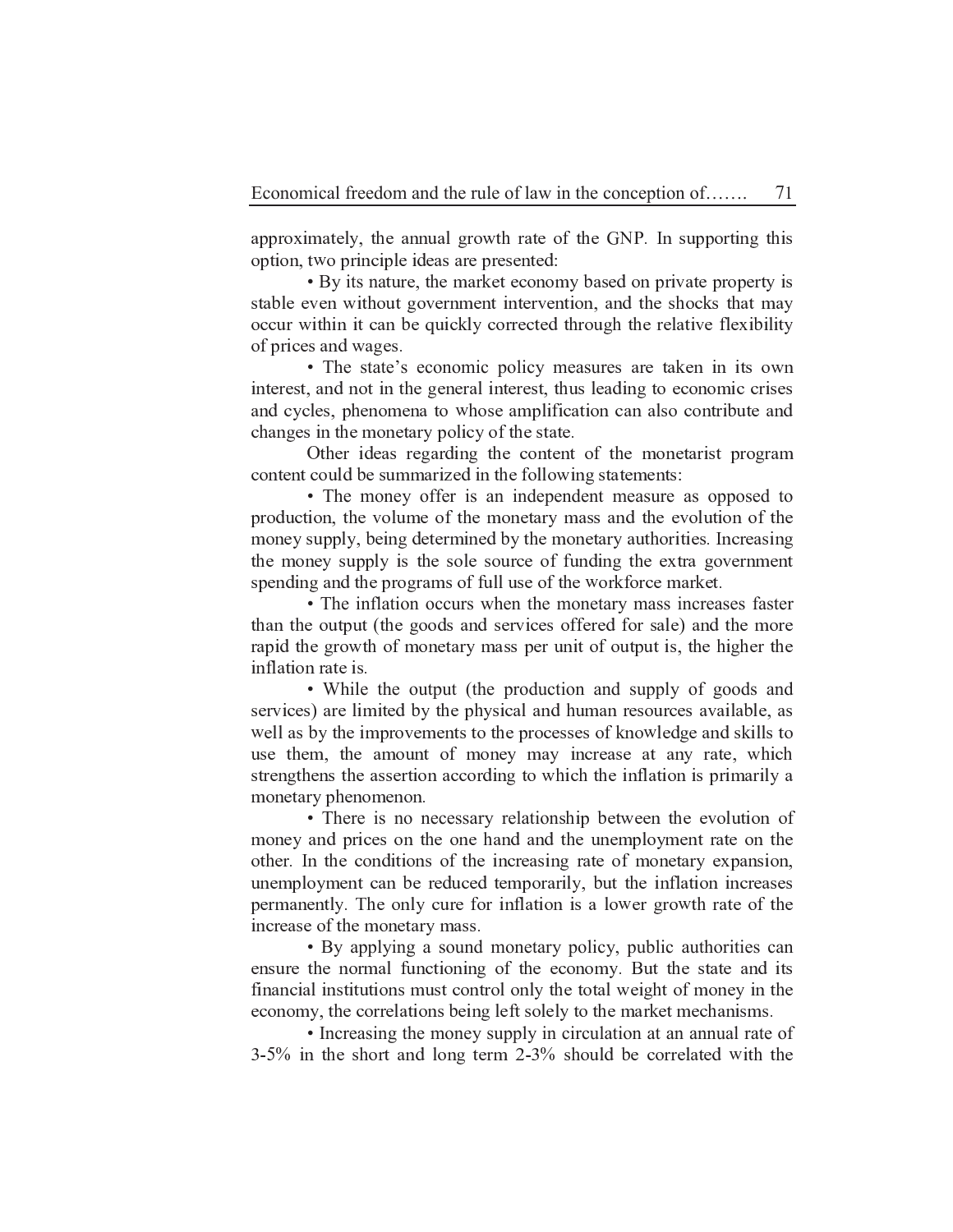approximately, the annual growth rate of the GNP. In supporting this option, two principle ideas are presented:

- By its nature, the market economy based on private property is stable even without government intervention, and the shocks that may occur within it can be quickly corrected through the relative flexibility of prices and wages.
- The state's economic policy measures are taken in its own interest, and not in the general interest, thus leading to economic crises and cycles, phenomena to whose amplification can also contribute and changes in the monetary policy of the state.

Other ideas regarding the content of the monetarist program content could be summarized in the following statements:

- The money offer is an independent measure as opposed to production, the volume of the monetary mass and the evolution of the money supply, being determined by the monetary authorities. Increasing the money supply is the sole source of funding the extra government spending and the programs of full use of the workforce market.
- The inflation occurs when the monetary mass increases faster than the output (the goods and services offered for sale) and the more rapid the growth of monetary mass per unit of output is, the higher the inflation rate is.
- While the output (the production and supply of goods and services) are limited by the physical and human resources available, as well as by the improvements to the processes of knowledge and skills to use them, the amount of money may increase at any rate, which strengthens the assertion according to which the inflation is primarily a monetary phenomenon.
- There is no necessary relationship between the evolution of money and prices on the one hand and the unemployment rate on the other. In the conditions of the increasing rate of monetary expansion, unemployment can be reduced temporarily, but the inflation increases permanently. The only cure for inflation is a lower growth rate of the increase of the monetary mass.
- By applying a sound monetary policy, public authorities can ensure the normal functioning of the economy. But the state and its financial institutions must control only the total weight of money in the economy, the correlations being left solely to the market mechanisms.
- Increasing the money supply in circulation at an annual rate of 3-5% in the short and long term 2-3% should be correlated with the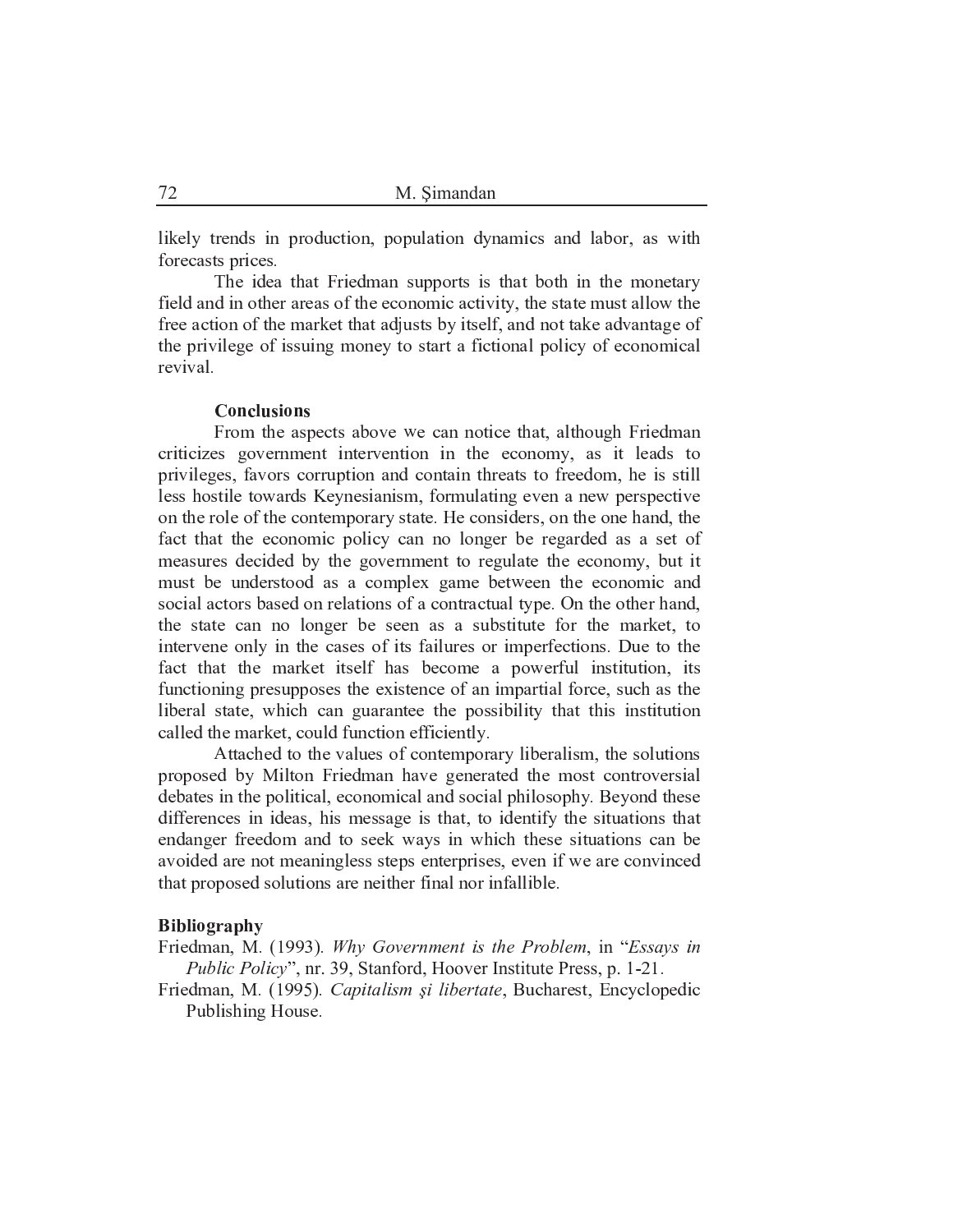likely trends in production, population dynamics and labor, as with forecasts prices.

The idea that Friedman supports is that both in the monetary field and in other areas of the economic activity, the state must allow the free action of the market that adjusts by itself, and not take advantage of the privilege of issuing money to start a fictional policy of economical revival.

## Conclusions

From the aspects above we can notice that, although Friedman criticizes government intervention in the economy, as it leads to privileges, favors corruption and contain threats to freedom, he is still less hostile towards Keynesianism, formulating even a new perspective on the role of the contemporary state. He considers, on the one hand, the fact that the economic policy can no longer be regarded as a set of measures decided by the government to regulate the economy, but it must be understood as a complex game between the economic and social actors based on relations of a contractual type. On the other hand, the state can no longer be seen as a substitute for the market, to intervene only in the cases of its failures or imperfections. Due to the fact that the market itself has become a powerful institution, its functioning presupposes the existence of an impartial force, such as the liberal state, which can guarantee the possibility that this institution called the market, could function efficiently.

Attached to the values of contemporary liberalism, the solutions proposed by Milton Friedman have generated the most controversial debates in the political, economical and social philosophy. Beyond these differences in ideas, his message is that, to identify the situations that endanger freedom and to seek ways in which these situations can be avoided are not meaningless steps enterprises, even if we are convinced that proposed solutions are neither final nor infallible.

## Bibliography

Friedman, M. (1993). *Why Government is the Problem*, in "*Essays in Public Policy*", nr. 39, Stanford, Hoover Institute Press, p. 1-21.

Friedman, M. (1995). *Capitalism şi libertate*, Bucharest, Encyclopedic Publishing House.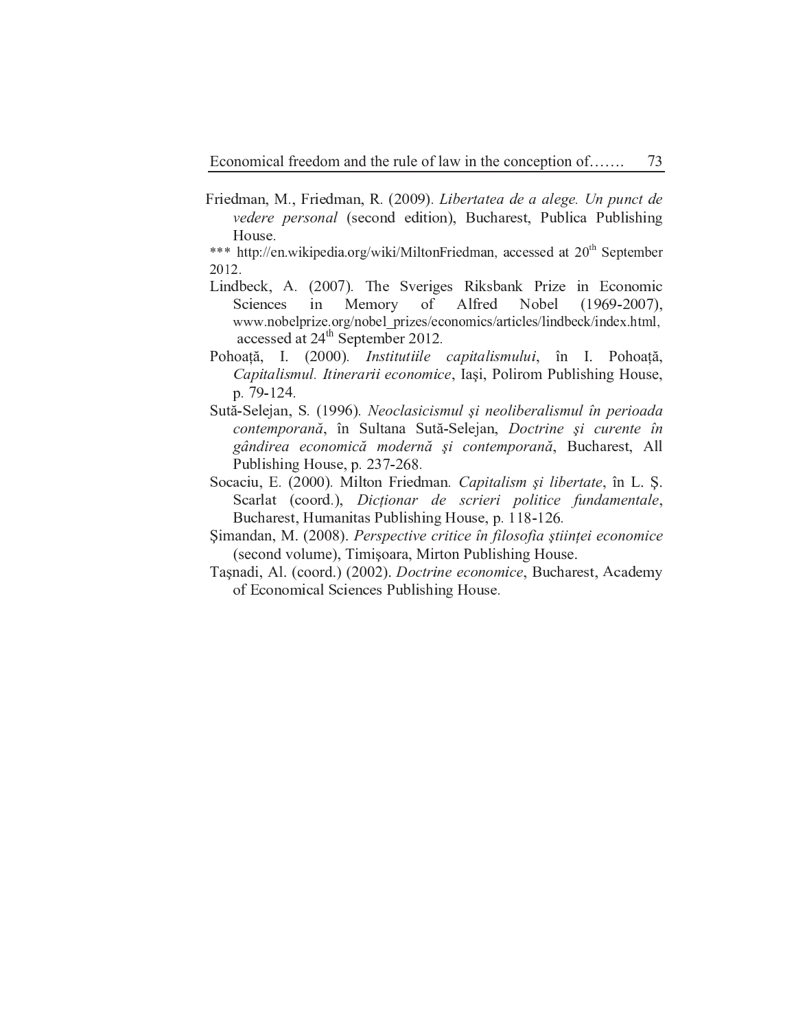Friedman, M., Friedman, R. (2009). *Libertatea de a alege. Un punct de vedere personal* (second edition), Bucharest, Publica Publishing House.

*** http://en.wikipedia.org/wiki/MiltonFriedman, accessed at 20th September 2012.

Lindbeck, A. (2007). The Sveriges Riksbank Prize in Economic Sciences in Memory of Alfred Nobel (1969-2007), www.nobelprize.org/nobel_prizes/economics/articles/lindbeck/index.html, accessed at 24th September 2012.

Pohoață, I. (2000). *Institutiile capitalismului*, în I. Pohoață, *Capitalismul. Itinerarii economice*, Iaşi, Polirom Publishing House, p. 79-124.

Sută-Selejan, S. (1996). *Neoclasicismul şi neoliberalismul în perioada contemporană*, în Sultana Sută-Selejan, *Doctrine şi curente în gândirea economică modernă şi contemporană*, Bucharest, All Publishing House, p. 237-268.

Socaciu, E. (2000). Milton Friedman. *Capitalism şi libertate*, în L. Ș. Scarlat (coord.), *Dicționar de scrieri politice fundamentale*, Bucharest, Humanitas Publishing House, p. 118-126.

Şimandan, M. (2008). *Perspective critice în filosofia științei economice* (second volume), Timişoara, Mirton Publishing House.

Taşnadi, Al. (coord.) (2002). *Doctrine economice*, Bucharest, Academy of Economical Sciences Publishing House.